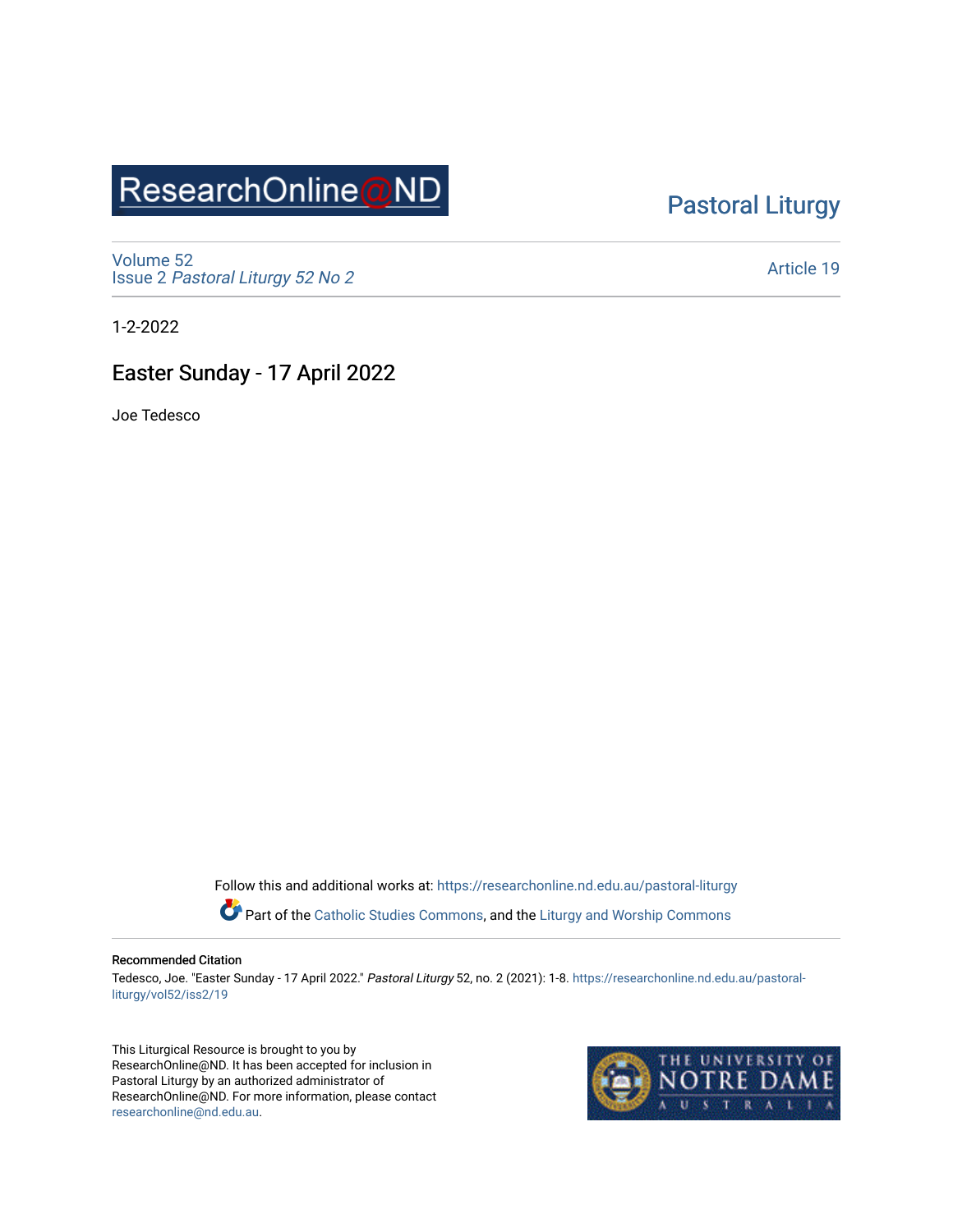ResearchOnline@ND

Pastoral Liturgy

Volume 52
Issue 2 *Pastoral Liturgy 52 No 2*

Article 19

1-2-2022

# Easter Sunday - 17 April 2022

Joe Tedesco

Follow this and additional works at: https://researchonline.nd.edu.au/pastoral-liturgy

Part of the Catholic Studies Commons, and the Liturgy and Worship Commons

### Recommended Citation

Tedesco, Joe. "Easter Sunday - 17 April 2022." *Pastoral Liturgy* 52, no. 2 (2021): 1-8. https://researchonline.nd.edu.au/pastoral-liturgy/vol52/iss2/19

This Liturgical Resource is brought to you by ResearchOnline@ND. It has been accepted for inclusion in Pastoral Liturgy by an authorized administrator of ResearchOnline@ND. For more information, please contact researchonline@nd.edu.au.

THE UNIVERSITY OF NOTRE DAME AUSTRALIA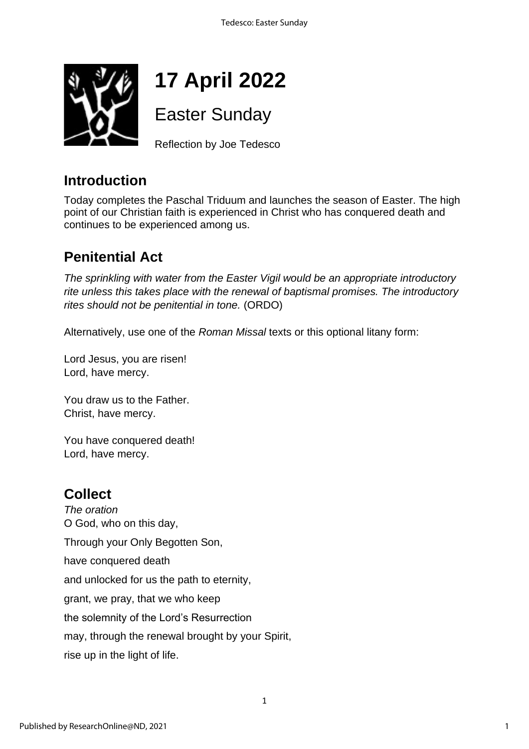# 17 April 2022

## Easter Sunday

Reflection by Joe Tedesco

## Introduction

Today completes the Paschal Triduum and launches the season of Easter. The high point of our Christian faith is experienced in Christ who has conquered death and continues to be experienced among us.

## Penitential Act

*The sprinkling with water from the Easter Vigil would be an appropriate introductory rite unless this takes place with the renewal of baptismal promises. The introductory rites should not be penitential in tone.* (ORDO)

Alternatively, use one of the *Roman Missal* texts or this optional litany form:

Lord Jesus, you are risen!
Lord, have mercy.

You draw us to the Father.
Christ, have mercy.

You have conquered death!
Lord, have mercy.

## Collect

*The oration*

O God, who on this day,

Through your Only Begotten Son,

have conquered death

and unlocked for us the path to eternity,

grant, we pray, that we who keep

the solemnity of the Lord's Resurrection

may, through the renewal brought by your Spirit,

rise up in the light of life.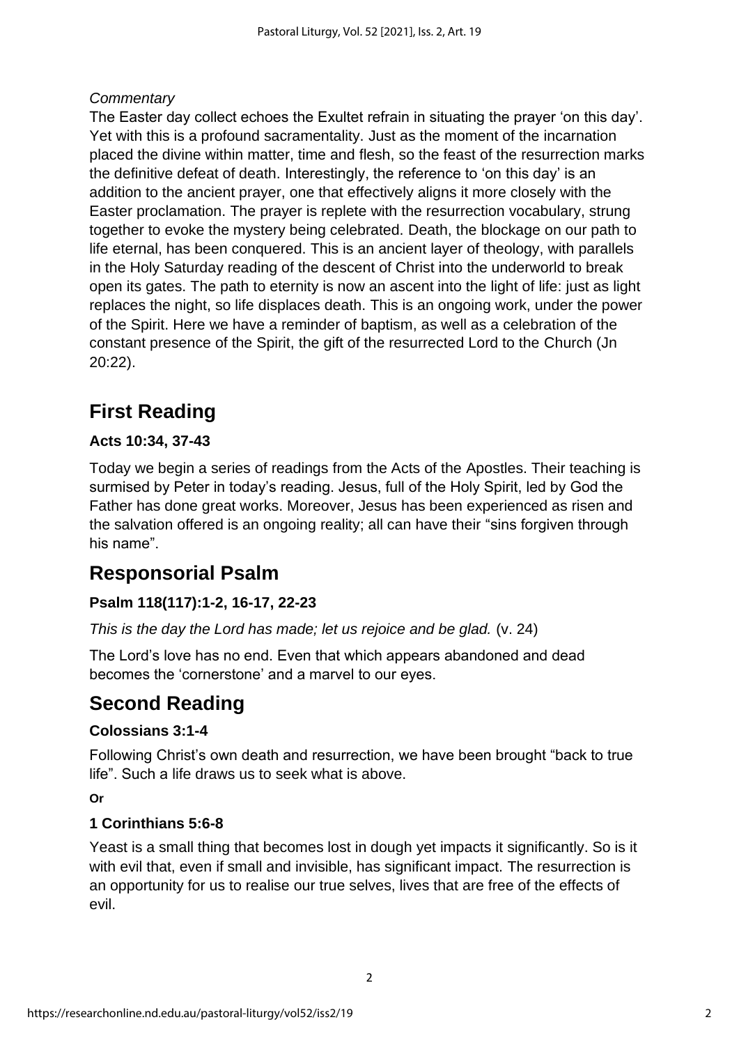*Commentary*

The Easter day collect echoes the Exultet refrain in situating the prayer 'on this day'. Yet with this is a profound sacramentality. Just as the moment of the incarnation placed the divine within matter, time and flesh, so the feast of the resurrection marks the definitive defeat of death. Interestingly, the reference to 'on this day' is an addition to the ancient prayer, one that effectively aligns it more closely with the Easter proclamation. The prayer is replete with the resurrection vocabulary, strung together to evoke the mystery being celebrated. Death, the blockage on our path to life eternal, has been conquered. This is an ancient layer of theology, with parallels in the Holy Saturday reading of the descent of Christ into the underworld to break open its gates. The path to eternity is now an ascent into the light of life: just as light replaces the night, so life displaces death. This is an ongoing work, under the power of the Spirit. Here we have a reminder of baptism, as well as a celebration of the constant presence of the Spirit, the gift of the resurrected Lord to the Church (Jn 20:22).

# First Reading

**Acts 10:34, 37-43**

Today we begin a series of readings from the Acts of the Apostles. Their teaching is surmised by Peter in today's reading. Jesus, full of the Holy Spirit, led by God the Father has done great works. Moreover, Jesus has been experienced as risen and the salvation offered is an ongoing reality; all can have their "sins forgiven through his name".

# Responsorial Psalm

**Psalm 118(117):1-2, 16-17, 22-23**

*This is the day the Lord has made; let us rejoice and be glad.* (v. 24)

The Lord's love has no end. Even that which appears abandoned and dead becomes the 'cornerstone' and a marvel to our eyes.

# Second Reading

**Colossians 3:1-4**

Following Christ's own death and resurrection, we have been brought "back to true life". Such a life draws us to seek what is above.

**Or**

**1 Corinthians 5:6-8**

Yeast is a small thing that becomes lost in dough yet impacts it significantly. So is it with evil that, even if small and invisible, has significant impact. The resurrection is an opportunity for us to realise our true selves, lives that are free of the effects of evil.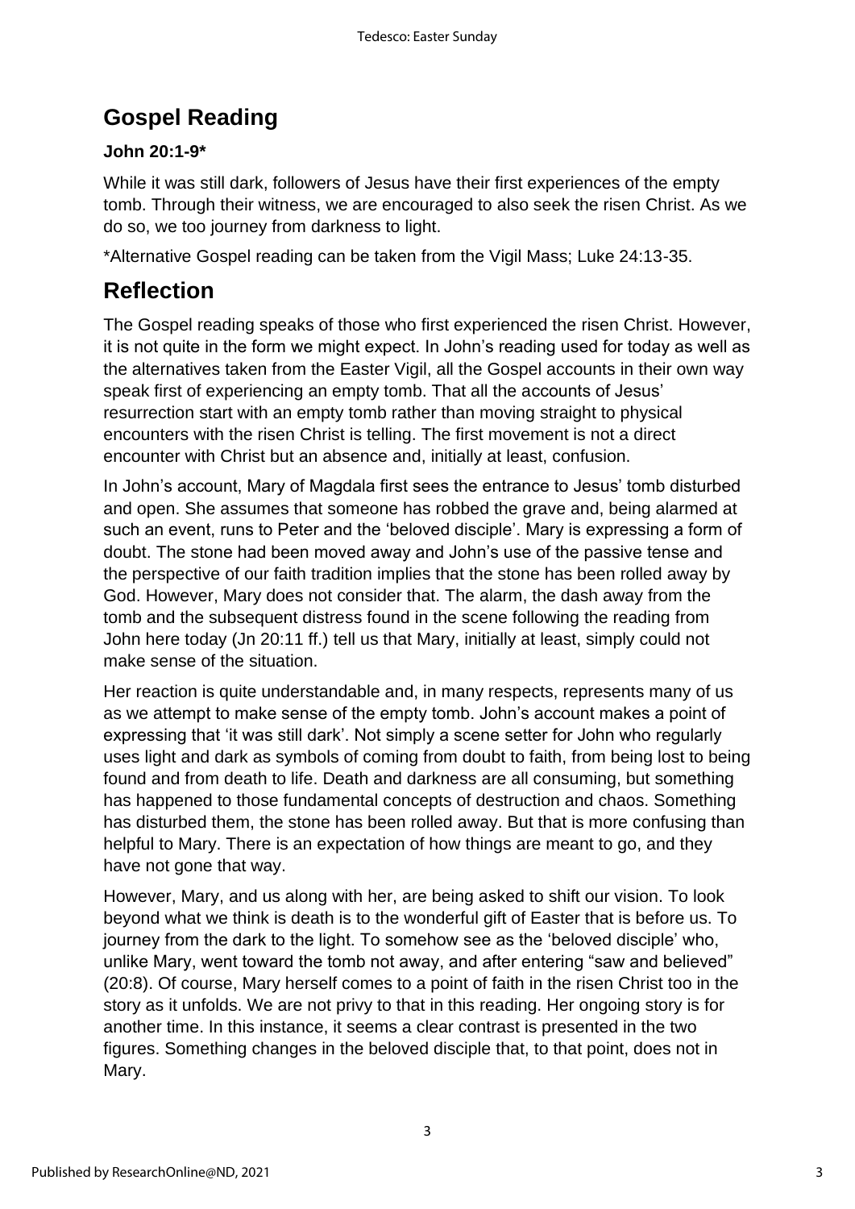## Gospel Reading

**John 20:1-9***

While it was still dark, followers of Jesus have their first experiences of the empty tomb. Through their witness, we are encouraged to also seek the risen Christ. As we do so, we too journey from darkness to light.

*Alternative Gospel reading can be taken from the Vigil Mass; Luke 24:13-35.

## Reflection

The Gospel reading speaks of those who first experienced the risen Christ. However, it is not quite in the form we might expect. In John's reading used for today as well as the alternatives taken from the Easter Vigil, all the Gospel accounts in their own way speak first of experiencing an empty tomb. That all the accounts of Jesus' resurrection start with an empty tomb rather than moving straight to physical encounters with the risen Christ is telling. The first movement is not a direct encounter with Christ but an absence and, initially at least, confusion.

In John's account, Mary of Magdala first sees the entrance to Jesus' tomb disturbed and open. She assumes that someone has robbed the grave and, being alarmed at such an event, runs to Peter and the 'beloved disciple'. Mary is expressing a form of doubt. The stone had been moved away and John's use of the passive tense and the perspective of our faith tradition implies that the stone has been rolled away by God. However, Mary does not consider that. The alarm, the dash away from the tomb and the subsequent distress found in the scene following the reading from John here today (Jn 20:11 ff.) tell us that Mary, initially at least, simply could not make sense of the situation.

Her reaction is quite understandable and, in many respects, represents many of us as we attempt to make sense of the empty tomb. John's account makes a point of expressing that 'it was still dark'. Not simply a scene setter for John who regularly uses light and dark as symbols of coming from doubt to faith, from being lost to being found and from death to life. Death and darkness are all consuming, but something has happened to those fundamental concepts of destruction and chaos. Something has disturbed them, the stone has been rolled away. But that is more confusing than helpful to Mary. There is an expectation of how things are meant to go, and they have not gone that way.

However, Mary, and us along with her, are being asked to shift our vision. To look beyond what we think is death is to the wonderful gift of Easter that is before us. To journey from the dark to the light. To somehow see as the 'beloved disciple' who, unlike Mary, went toward the tomb not away, and after entering "saw and believed" (20:8). Of course, Mary herself comes to a point of faith in the risen Christ too in the story as it unfolds. We are not privy to that in this reading. Her ongoing story is for another time. In this instance, it seems a clear contrast is presented in the two figures. Something changes in the beloved disciple that, to that point, does not in Mary.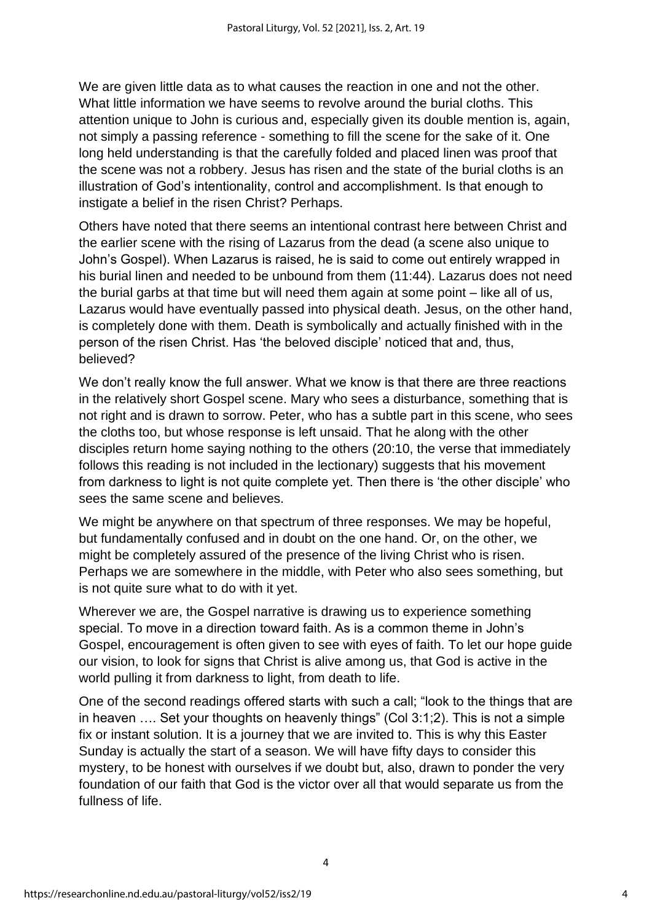We are given little data as to what causes the reaction in one and not the other. What little information we have seems to revolve around the burial cloths. This attention unique to John is curious and, especially given its double mention is, again, not simply a passing reference - something to fill the scene for the sake of it. One long held understanding is that the carefully folded and placed linen was proof that the scene was not a robbery. Jesus has risen and the state of the burial cloths is an illustration of God's intentionality, control and accomplishment. Is that enough to instigate a belief in the risen Christ? Perhaps.

Others have noted that there seems an intentional contrast here between Christ and the earlier scene with the rising of Lazarus from the dead (a scene also unique to John's Gospel). When Lazarus is raised, he is said to come out entirely wrapped in his burial linen and needed to be unbound from them (11:44). Lazarus does not need the burial garbs at that time but will need them again at some point – like all of us, Lazarus would have eventually passed into physical death. Jesus, on the other hand, is completely done with them. Death is symbolically and actually finished with in the person of the risen Christ. Has 'the beloved disciple' noticed that and, thus, believed?

We don't really know the full answer. What we know is that there are three reactions in the relatively short Gospel scene. Mary who sees a disturbance, something that is not right and is drawn to sorrow. Peter, who has a subtle part in this scene, who sees the cloths too, but whose response is left unsaid. That he along with the other disciples return home saying nothing to the others (20:10, the verse that immediately follows this reading is not included in the lectionary) suggests that his movement from darkness to light is not quite complete yet. Then there is 'the other disciple' who sees the same scene and believes.

We might be anywhere on that spectrum of three responses. We may be hopeful, but fundamentally confused and in doubt on the one hand. Or, on the other, we might be completely assured of the presence of the living Christ who is risen. Perhaps we are somewhere in the middle, with Peter who also sees something, but is not quite sure what to do with it yet.

Wherever we are, the Gospel narrative is drawing us to experience something special. To move in a direction toward faith. As is a common theme in John's Gospel, encouragement is often given to see with eyes of faith. To let our hope guide our vision, to look for signs that Christ is alive among us, that God is active in the world pulling it from darkness to light, from death to life.

One of the second readings offered starts with such a call; "look to the things that are in heaven …. Set your thoughts on heavenly things" (Col 3:1;2). This is not a simple fix or instant solution. It is a journey that we are invited to. This is why this Easter Sunday is actually the start of a season. We will have fifty days to consider this mystery, to be honest with ourselves if we doubt but, also, drawn to ponder the very foundation of our faith that God is the victor over all that would separate us from the fullness of life.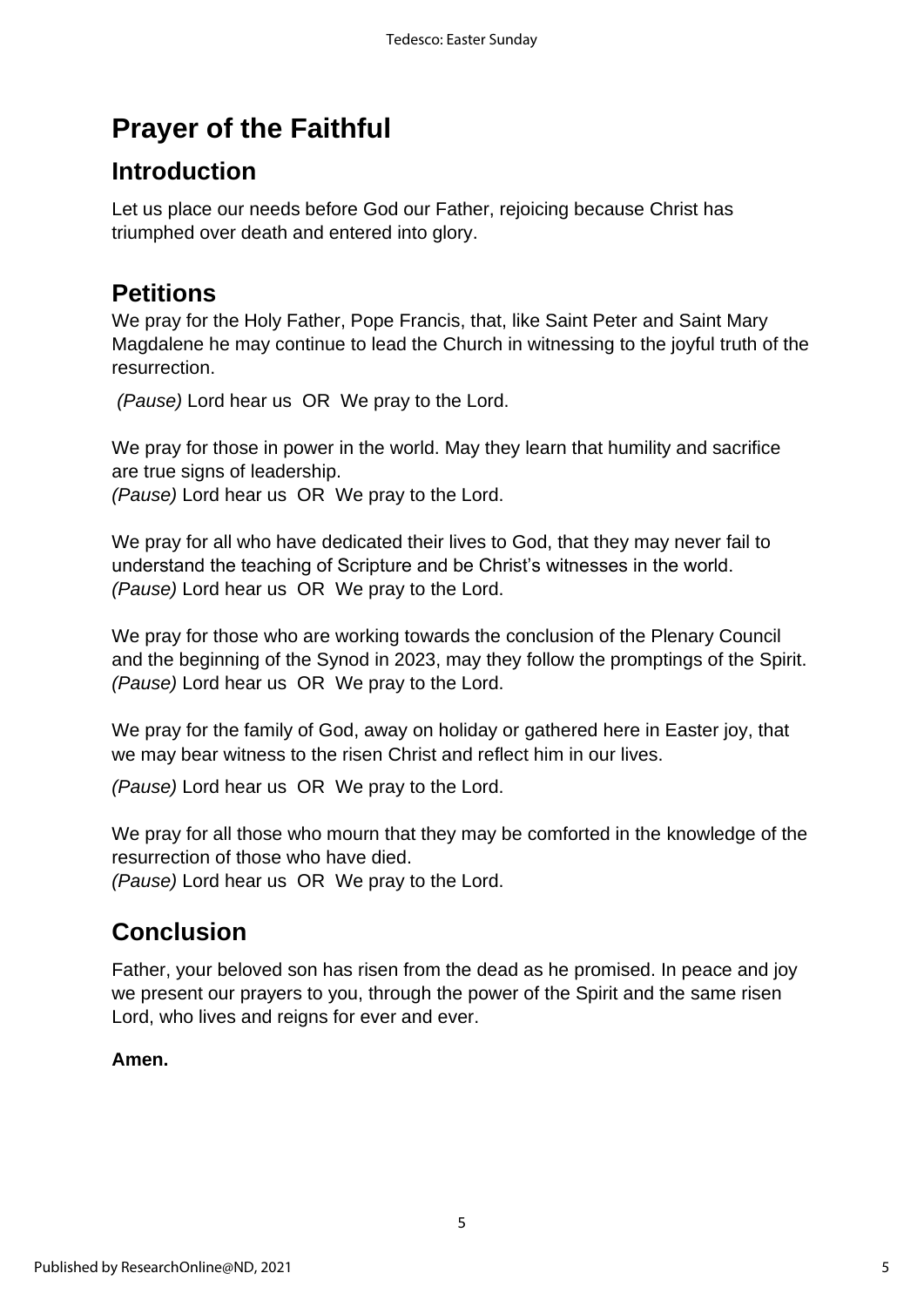# Prayer of the Faithful

## Introduction

Let us place our needs before God our Father, rejoicing because Christ has triumphed over death and entered into glory.

## Petitions

We pray for the Holy Father, Pope Francis, that, like Saint Peter and Saint Mary Magdalene he may continue to lead the Church in witnessing to the joyful truth of the resurrection.

*(Pause)* Lord hear us OR We pray to the Lord.

We pray for those in power in the world. May they learn that humility and sacrifice are true signs of leadership.
*(Pause)* Lord hear us OR We pray to the Lord.

We pray for all who have dedicated their lives to God, that they may never fail to understand the teaching of Scripture and be Christ's witnesses in the world.
*(Pause)* Lord hear us OR We pray to the Lord.

We pray for those who are working towards the conclusion of the Plenary Council and the beginning of the Synod in 2023, may they follow the promptings of the Spirit.
*(Pause)* Lord hear us OR We pray to the Lord.

We pray for the family of God, away on holiday or gathered here in Easter joy, that we may bear witness to the risen Christ and reflect him in our lives.

*(Pause)* Lord hear us OR We pray to the Lord.

We pray for all those who mourn that they may be comforted in the knowledge of the resurrection of those who have died.
*(Pause)* Lord hear us OR We pray to the Lord.

## Conclusion

Father, your beloved son has risen from the dead as he promised. In peace and joy we present our prayers to you, through the power of the Spirit and the same risen Lord, who lives and reigns for ever and ever.

**Amen.**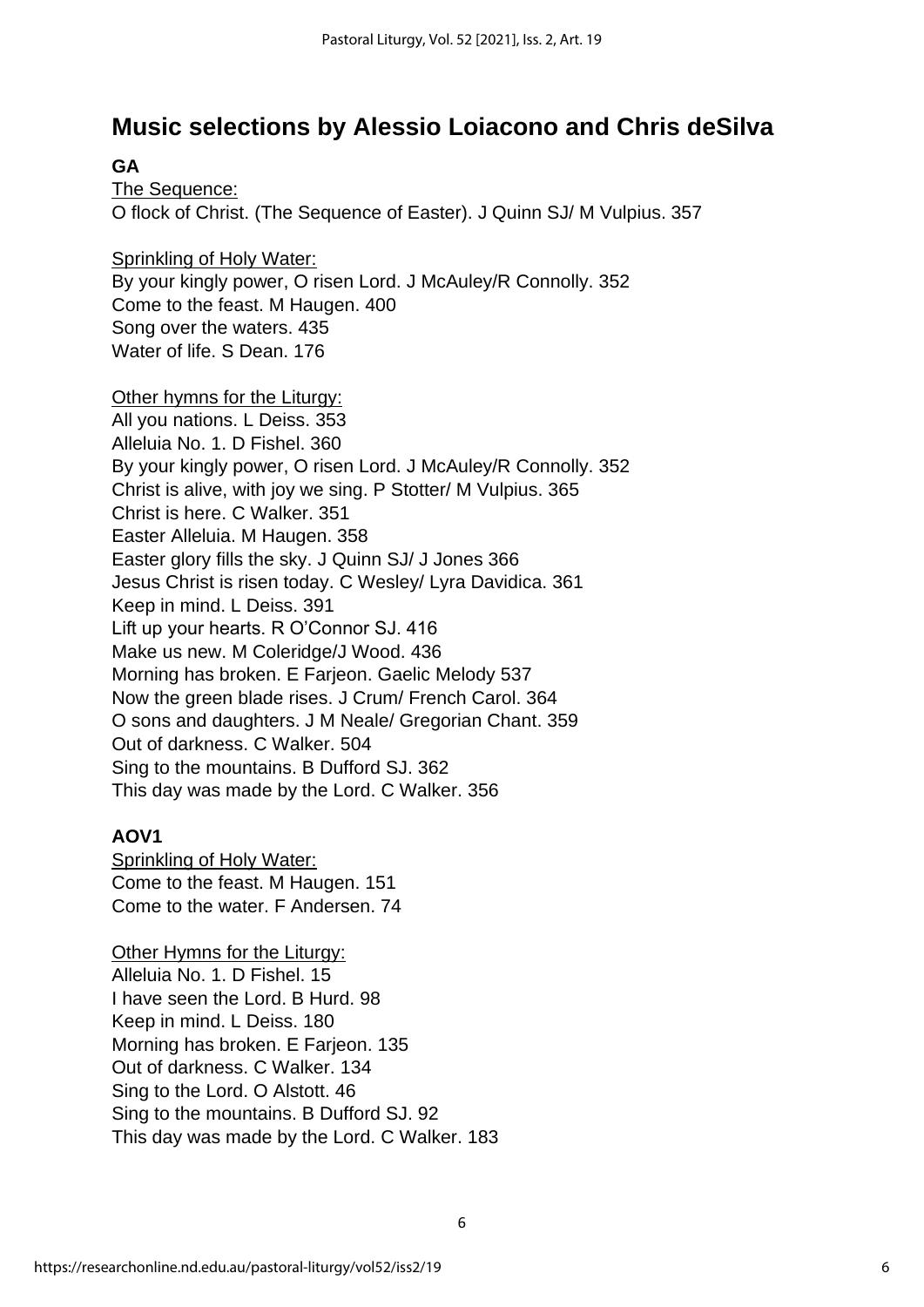## Music selections by Alessio Loiacono and Chris deSilva

**GA**

The Sequence:
O flock of Christ. (The Sequence of Easter). J Quinn SJ/ M Vulpius. 357

Sprinkling of Holy Water:
By your kingly power, O risen Lord. J McAuley/R Connolly. 352
Come to the feast. M Haugen. 400
Song over the waters. 435
Water of life. S Dean. 176

Other hymns for the Liturgy:
All you nations. L Deiss. 353
Alleluia No. 1. D Fishel. 360
By your kingly power, O risen Lord. J McAuley/R Connolly. 352
Christ is alive, with joy we sing. P Stotter/ M Vulpius. 365
Christ is here. C Walker. 351
Easter Alleluia. M Haugen. 358
Easter glory fills the sky. J Quinn SJ/ J Jones 366
Jesus Christ is risen today. C Wesley/ Lyra Davidica. 361
Keep in mind. L Deiss. 391
Lift up your hearts. R O'Connor SJ. 416
Make us new. M Coleridge/J Wood. 436
Morning has broken. E Farjeon. Gaelic Melody 537
Now the green blade rises. J Crum/ French Carol. 364
O sons and daughters. J M Neale/ Gregorian Chant. 359
Out of darkness. C Walker. 504
Sing to the mountains. B Dufford SJ. 362
This day was made by the Lord. C Walker. 356

**AOV1**

Sprinkling of Holy Water:
Come to the feast. M Haugen. 151
Come to the water. F Andersen. 74

Other Hymns for the Liturgy:
Alleluia No. 1. D Fishel. 15
I have seen the Lord. B Hurd. 98
Keep in mind. L Deiss. 180
Morning has broken. E Farjeon. 135
Out of darkness. C Walker. 134
Sing to the Lord. O Alstott. 46
Sing to the mountains. B Dufford SJ. 92
This day was made by the Lord. C Walker. 183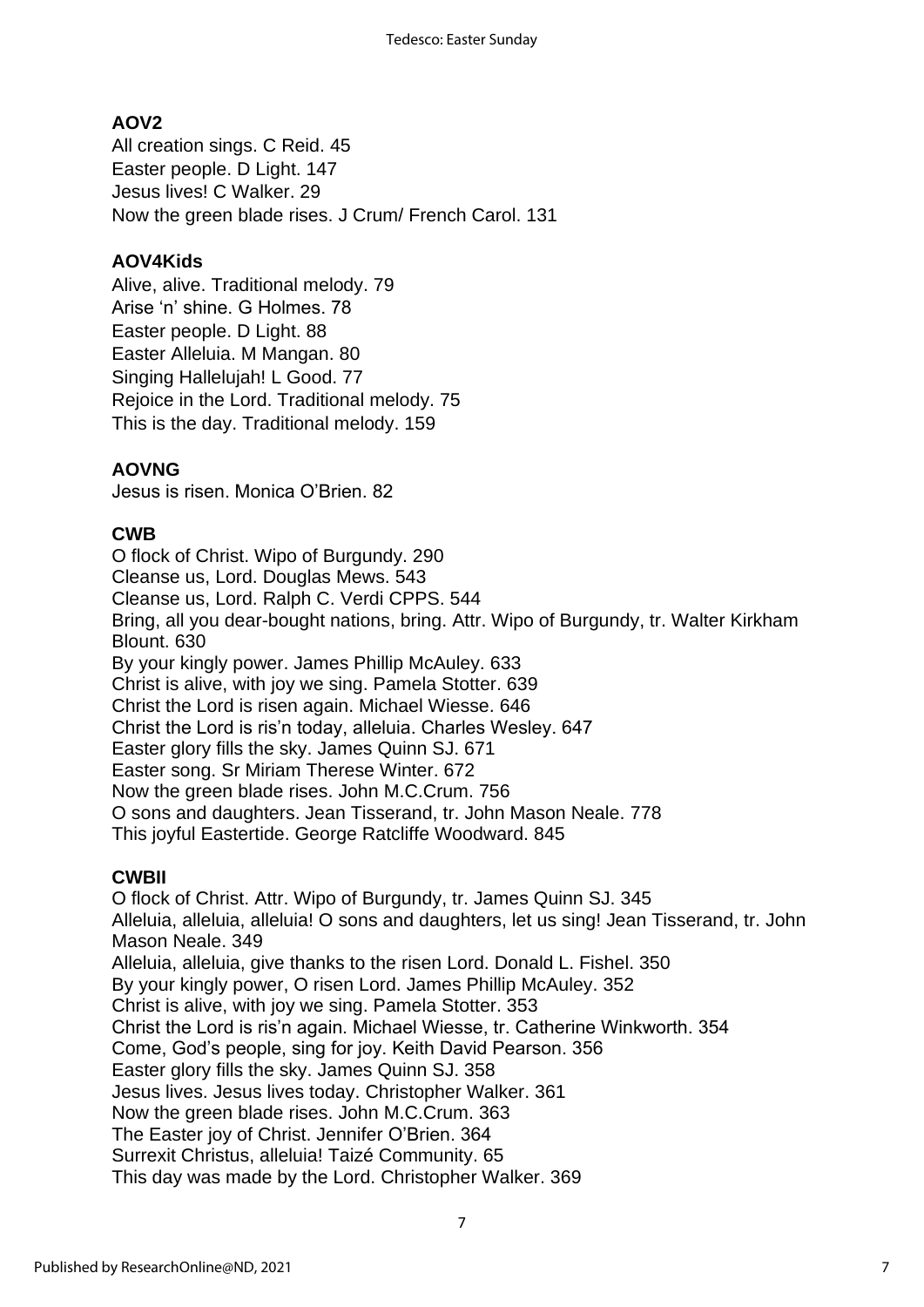**AOV2**

All creation sings. C Reid. 45
Easter people. D Light. 147
Jesus lives! C Walker. 29
Now the green blade rises. J Crum/ French Carol. 131

**AOV4Kids**

Alive, alive. Traditional melody. 79
Arise 'n' shine. G Holmes. 78
Easter people. D Light. 88
Easter Alleluia. M Mangan. 80
Singing Hallelujah! L Good. 77
Rejoice in the Lord. Traditional melody. 75
This is the day. Traditional melody. 159

**AOVNG**

Jesus is risen. Monica O'Brien. 82

**CWB**

O flock of Christ. Wipo of Burgundy. 290
Cleanse us, Lord. Douglas Mews. 543
Cleanse us, Lord. Ralph C. Verdi CPPS. 544
Bring, all you dear-bought nations, bring. Attr. Wipo of Burgundy, tr. Walter Kirkham Blount. 630
By your kingly power. James Phillip McAuley. 633
Christ is alive, with joy we sing. Pamela Stotter. 639
Christ the Lord is risen again. Michael Wiesse. 646
Christ the Lord is ris'n today, alleluia. Charles Wesley. 647
Easter glory fills the sky. James Quinn SJ. 671
Easter song. Sr Miriam Therese Winter. 672
Now the green blade rises. John M.C.Crum. 756
O sons and daughters. Jean Tisserand, tr. John Mason Neale. 778
This joyful Eastertide. George Ratcliffe Woodward. 845

**CWBII**

O flock of Christ. Attr. Wipo of Burgundy, tr. James Quinn SJ. 345
Alleluia, alleluia, alleluia! O sons and daughters, let us sing! Jean Tisserand, tr. John Mason Neale. 349
Alleluia, alleluia, give thanks to the risen Lord. Donald L. Fishel. 350
By your kingly power, O risen Lord. James Phillip McAuley. 352
Christ is alive, with joy we sing. Pamela Stotter. 353
Christ the Lord is ris'n again. Michael Wiesse, tr. Catherine Winkworth. 354
Come, God's people, sing for joy. Keith David Pearson. 356
Easter glory fills the sky. James Quinn SJ. 358
Jesus lives. Jesus lives today. Christopher Walker. 361
Now the green blade rises. John M.C.Crum. 363
The Easter joy of Christ. Jennifer O'Brien. 364
Surrexit Christus, alleluia! Taizé Community. 65
This day was made by the Lord. Christopher Walker. 369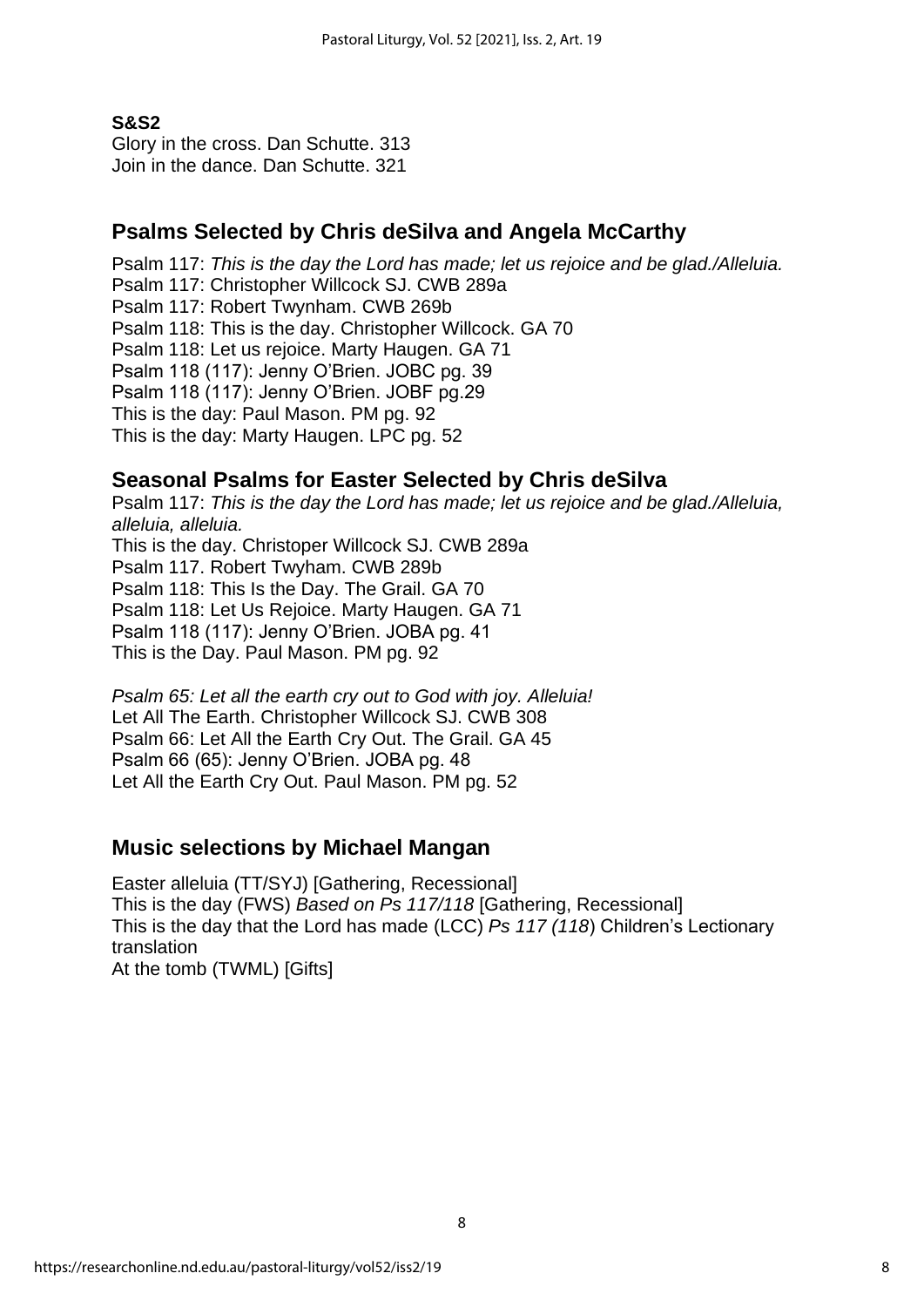**S&S2**
Glory in the cross. Dan Schutte. 313
Join in the dance. Dan Schutte. 321

## Psalms Selected by Chris deSilva and Angela McCarthy

Psalm 117: *This is the day the Lord has made; let us rejoice and be glad./Alleluia.*
Psalm 117: Christopher Willcock SJ. CWB 289a
Psalm 117: Robert Twynham. CWB 269b
Psalm 118: This is the day. Christopher Willcock. GA 70
Psalm 118: Let us rejoice. Marty Haugen. GA 71
Psalm 118 (117): Jenny O'Brien. JOBC pg. 39
Psalm 118 (117): Jenny O'Brien. JOBF pg.29
This is the day: Paul Mason. PM pg. 92
This is the day: Marty Haugen. LPC pg. 52

## Seasonal Psalms for Easter Selected by Chris deSilva

Psalm 117: *This is the day the Lord has made; let us rejoice and be glad./Alleluia, alleluia, alleluia.*
This is the day. Christoper Willcock SJ. CWB 289a
Psalm 117. Robert Twyham. CWB 289b
Psalm 118: This Is the Day. The Grail. GA 70
Psalm 118: Let Us Rejoice. Marty Haugen. GA 71
Psalm 118 (117): Jenny O'Brien. JOBA pg. 41
This is the Day. Paul Mason. PM pg. 92

*Psalm 65: Let all the earth cry out to God with joy. Alleluia!*
Let All The Earth. Christopher Willcock SJ. CWB 308
Psalm 66: Let All the Earth Cry Out. The Grail. GA 45
Psalm 66 (65): Jenny O'Brien. JOBA pg. 48
Let All the Earth Cry Out. Paul Mason. PM pg. 52

## Music selections by Michael Mangan

Easter alleluia (TT/SYJ) [Gathering, Recessional]
This is the day (FWS) *Based on Ps 117/118* [Gathering, Recessional]
This is the day that the Lord has made (LCC) *Ps 117 (118*) Children's Lectionary translation
At the tomb (TWML) [Gifts]